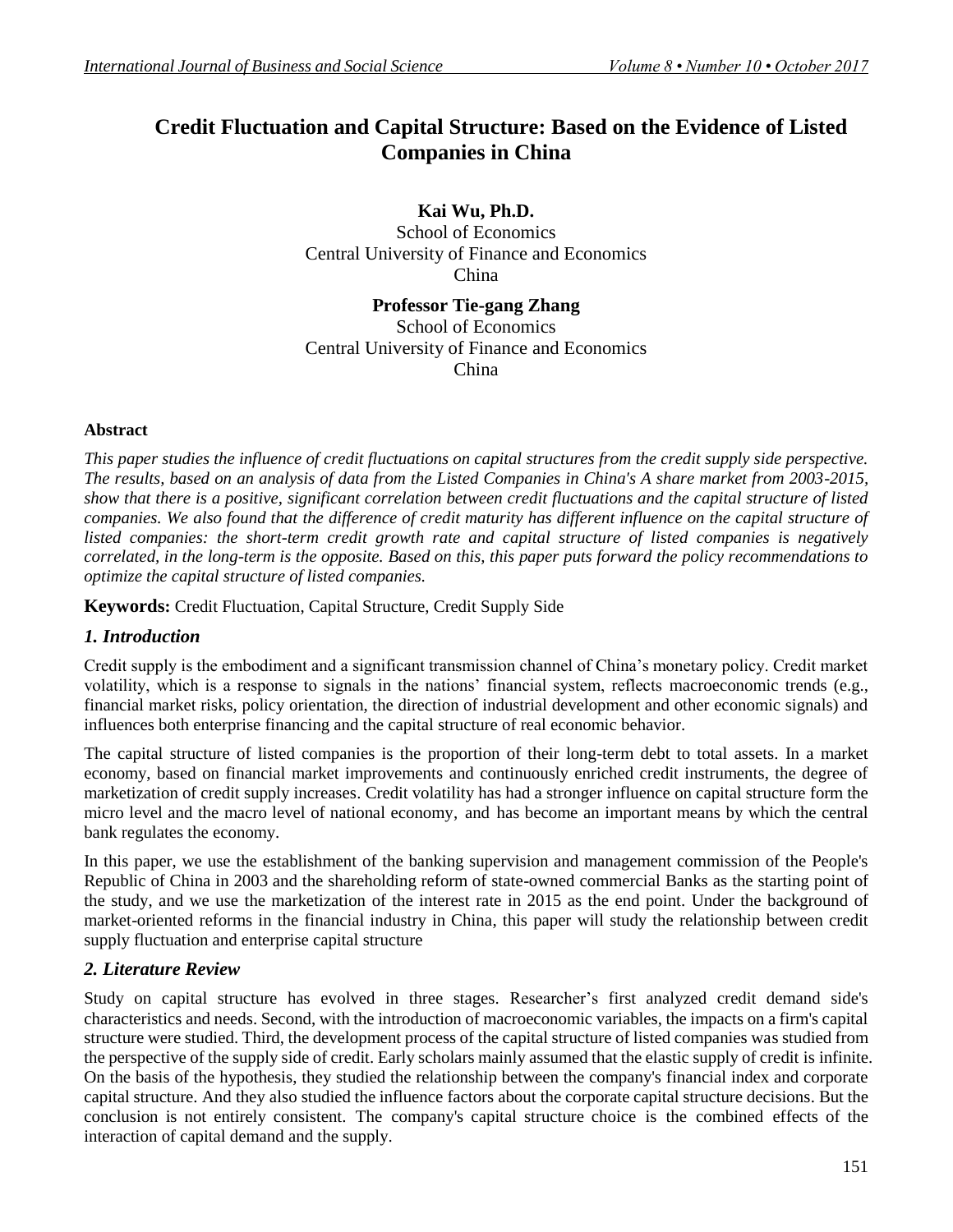# Credit Fluctuation and Capital Structure: Based on the Evidence of Listed Companies in China

**Kai Wu, Ph.D.**
School of Economics
Central University of Finance and Economics
China

**Professor Tie-gang Zhang**
School of Economics
Central University of Finance and Economics
China

### Abstract

*This paper studies the influence of credit fluctuations on capital structures from the credit supply side perspective. The results, based on an analysis of data from the Listed Companies in China's A share market from 2003-2015, show that there is a positive, significant correlation between credit fluctuations and the capital structure of listed companies. We also found that the difference of credit maturity has different influence on the capital structure of listed companies: the short-term credit growth rate and capital structure of listed companies is negatively correlated, in the long-term is the opposite. Based on this, this paper puts forward the policy recommendations to optimize the capital structure of listed companies.*

**Keywords:** Credit Fluctuation, Capital Structure, Credit Supply Side

## 1. Introduction

Credit supply is the embodiment and a significant transmission channel of China's monetary policy. Credit market volatility, which is a response to signals in the nations' financial system, reflects macroeconomic trends (e.g., financial market risks, policy orientation, the direction of industrial development and other economic signals) and influences both enterprise financing and the capital structure of real economic behavior.

The capital structure of listed companies is the proportion of their long-term debt to total assets. In a market economy, based on financial market improvements and continuously enriched credit instruments, the degree of marketization of credit supply increases. Credit volatility has had a stronger influence on capital structure form the micro level and the macro level of national economy, and has become an important means by which the central bank regulates the economy.

In this paper, we use the establishment of the banking supervision and management commission of the People's Republic of China in 2003 and the shareholding reform of state-owned commercial Banks as the starting point of the study, and we use the marketization of the interest rate in 2015 as the end point. Under the background of market-oriented reforms in the financial industry in China, this paper will study the relationship between credit supply fluctuation and enterprise capital structure

## 2. Literature Review

Study on capital structure has evolved in three stages. Researcher's first analyzed credit demand side's characteristics and needs. Second, with the introduction of macroeconomic variables, the impacts on a firm's capital structure were studied. Third, the development process of the capital structure of listed companies was studied from the perspective of the supply side of credit. Early scholars mainly assumed that the elastic supply of credit is infinite. On the basis of the hypothesis, they studied the relationship between the company's financial index and corporate capital structure. And they also studied the influence factors about the corporate capital structure decisions. But the conclusion is not entirely consistent. The company's capital structure choice is the combined effects of the interaction of capital demand and the supply.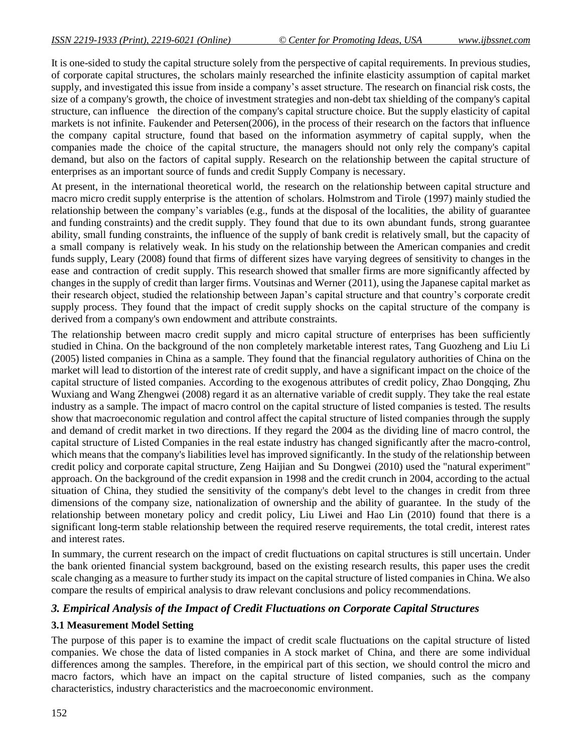It is one-sided to study the capital structure solely from the perspective of capital requirements. In previous studies, of corporate capital structures, the scholars mainly researched the infinite elasticity assumption of capital market supply, and investigated this issue from inside a company's asset structure. The research on financial risk costs, the size of a company's growth, the choice of investment strategies and non-debt tax shielding of the company's capital structure, can influence the direction of the company's capital structure choice. But the supply elasticity of capital markets is not infinite. Faukender and Petersen(2006), in the process of their research on the factors that influence the company capital structure, found that based on the information asymmetry of capital supply, when the companies made the choice of the capital structure, the managers should not only rely the company's capital demand, but also on the factors of capital supply. Research on the relationship between the capital structure of enterprises as an important source of funds and credit Supply Company is necessary.

At present, in the international theoretical world, the research on the relationship between capital structure and macro micro credit supply enterprise is the attention of scholars. Holmstrom and Tirole (1997) mainly studied the relationship between the company's variables (e.g., funds at the disposal of the localities, the ability of guarantee and funding constraints) and the credit supply. They found that due to its own abundant funds, strong guarantee ability, small funding constraints, the influence of the supply of bank credit is relatively small, but the capacity of a small company is relatively weak. In his study on the relationship between the American companies and credit funds supply, Leary (2008) found that firms of different sizes have varying degrees of sensitivity to changes in the ease and contraction of credit supply. This research showed that smaller firms are more significantly affected by changes in the supply of credit than larger firms. Voutsinas and Werner (2011), using the Japanese capital market as their research object, studied the relationship between Japan's capital structure and that country's corporate credit supply process. They found that the impact of credit supply shocks on the capital structure of the company is derived from a company's own endowment and attribute constraints.

The relationship between macro credit supply and micro capital structure of enterprises has been sufficiently studied in China. On the background of the non completely marketable interest rates, Tang Guozheng and Liu Li (2005) listed companies in China as a sample. They found that the financial regulatory authorities of China on the market will lead to distortion of the interest rate of credit supply, and have a significant impact on the choice of the capital structure of listed companies. According to the exogenous attributes of credit policy, Zhao Dongqing, Zhu Wuxiang and Wang Zhengwei (2008) regard it as an alternative variable of credit supply. They take the real estate industry as a sample. The impact of macro control on the capital structure of listed companies is tested. The results show that macroeconomic regulation and control affect the capital structure of listed companies through the supply and demand of credit market in two directions. If they regard the 2004 as the dividing line of macro control, the capital structure of Listed Companies in the real estate industry has changed significantly after the macro-control, which means that the company's liabilities level has improved significantly. In the study of the relationship between credit policy and corporate capital structure, Zeng Haijian and Su Dongwei (2010) used the "natural experiment" approach. On the background of the credit expansion in 1998 and the credit crunch in 2004, according to the actual situation of China, they studied the sensitivity of the company's debt level to the changes in credit from three dimensions of the company size, nationalization of ownership and the ability of guarantee. In the study of the relationship between monetary policy and credit policy, Liu Liwei and Hao Lin (2010) found that there is a significant long-term stable relationship between the required reserve requirements, the total credit, interest rates and interest rates.

In summary, the current research on the impact of credit fluctuations on capital structures is still uncertain. Under the bank oriented financial system background, based on the existing research results, this paper uses the credit scale changing as a measure to further study its impact on the capital structure of listed companies in China. We also compare the results of empirical analysis to draw relevant conclusions and policy recommendations.

## *3. Empirical Analysis of the Impact of Credit Fluctuations on Corporate Capital Structures*

### 3.1 Measurement Model Setting

The purpose of this paper is to examine the impact of credit scale fluctuations on the capital structure of listed companies. We chose the data of listed companies in A stock market of China, and there are some individual differences among the samples. Therefore, in the empirical part of this section, we should control the micro and macro factors, which have an impact on the capital structure of listed companies, such as the company characteristics, industry characteristics and the macroeconomic environment.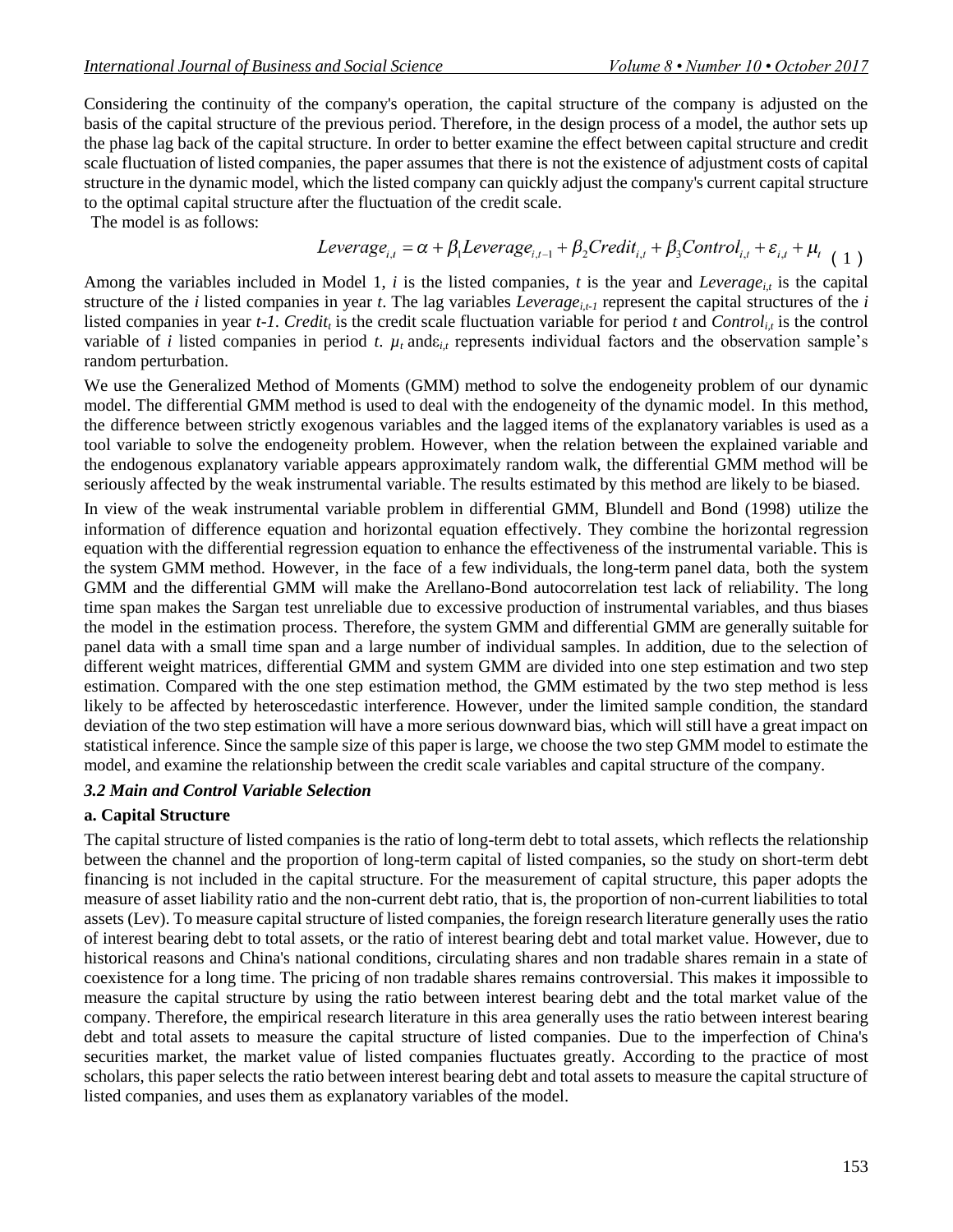Considering the continuity of the company's operation, the capital structure of the company is adjusted on the basis of the capital structure of the previous period. Therefore, in the design process of a model, the author sets up the phase lag back of the capital structure. In order to better examine the effect between capital structure and credit scale fluctuation of listed companies, the paper assumes that there is not the existence of adjustment costs of capital structure in the dynamic model, which the listed company can quickly adjust the company's current capital structure to the optimal capital structure after the fluctuation of the credit scale.

The model is as follows:

$$Leverage_{i,t} = \alpha + \beta_1 Leverage_{i,t-1} + \beta_2 Credit_{i,t} + \beta_3 Control_{i,t} + \varepsilon_{i,t} + \mu_t \quad (1)$$

Among the variables included in Model 1, $i$ is the listed companies, $t$ is the year and $Leverage_{i,t}$ is the capital structure of the $i$ listed companies in year $t$. The lag variables $Leverage_{i,t-1}$ represent the capital structures of the $i$ listed companies in year $t-1$. $Credit_t$ is the credit scale fluctuation variable for period $t$ and $Control_{i,t}$ is the control variable of $i$ listed companies in period $t$. $\mu_t$ and $\varepsilon_{i,t}$ represents individual factors and the observation sample's random perturbation.

We use the Generalized Method of Moments (GMM) method to solve the endogeneity problem of our dynamic model. The differential GMM method is used to deal with the endogeneity of the dynamic model. In this method, the difference between strictly exogenous variables and the lagged items of the explanatory variables is used as a tool variable to solve the endogeneity problem. However, when the relation between the explained variable and the endogenous explanatory variable appears approximately random walk, the differential GMM method will be seriously affected by the weak instrumental variable. The results estimated by this method are likely to be biased.

In view of the weak instrumental variable problem in differential GMM, Blundell and Bond (1998) utilize the information of difference equation and horizontal equation effectively. They combine the horizontal regression equation with the differential regression equation to enhance the effectiveness of the instrumental variable. This is the system GMM method. However, in the face of a few individuals, the long-term panel data, both the system GMM and the differential GMM will make the Arellano-Bond autocorrelation test lack of reliability. The long time span makes the Sargan test unreliable due to excessive production of instrumental variables, and thus biases the model in the estimation process. Therefore, the system GMM and differential GMM are generally suitable for panel data with a small time span and a large number of individual samples. In addition, due to the selection of different weight matrices, differential GMM and system GMM are divided into one step estimation and two step estimation. Compared with the one step estimation method, the GMM estimated by the two step method is less likely to be affected by heteroscedastic interference. However, under the limited sample condition, the standard deviation of the two step estimation will have a more serious downward bias, which will still have a great impact on statistical inference. Since the sample size of this paper is large, we choose the two step GMM model to estimate the model, and examine the relationship between the credit scale variables and capital structure of the company.

### *3.2 Main and Control Variable Selection*

**a. Capital Structure**

The capital structure of listed companies is the ratio of long-term debt to total assets, which reflects the relationship between the channel and the proportion of long-term capital of listed companies, so the study on short-term debt financing is not included in the capital structure. For the measurement of capital structure, this paper adopts the measure of asset liability ratio and the non-current debt ratio, that is, the proportion of non-current liabilities to total assets (Lev). To measure capital structure of listed companies, the foreign research literature generally uses the ratio of interest bearing debt to total assets, or the ratio of interest bearing debt and total market value. However, due to historical reasons and China's national conditions, circulating shares and non tradable shares remain in a state of coexistence for a long time. The pricing of non tradable shares remains controversial. This makes it impossible to measure the capital structure by using the ratio between interest bearing debt and the total market value of the company. Therefore, the empirical research literature in this area generally uses the ratio between interest bearing debt and total assets to measure the capital structure of listed companies. Due to the imperfection of China's securities market, the market value of listed companies fluctuates greatly. According to the practice of most scholars, this paper selects the ratio between interest bearing debt and total assets to measure the capital structure of listed companies, and uses them as explanatory variables of the model.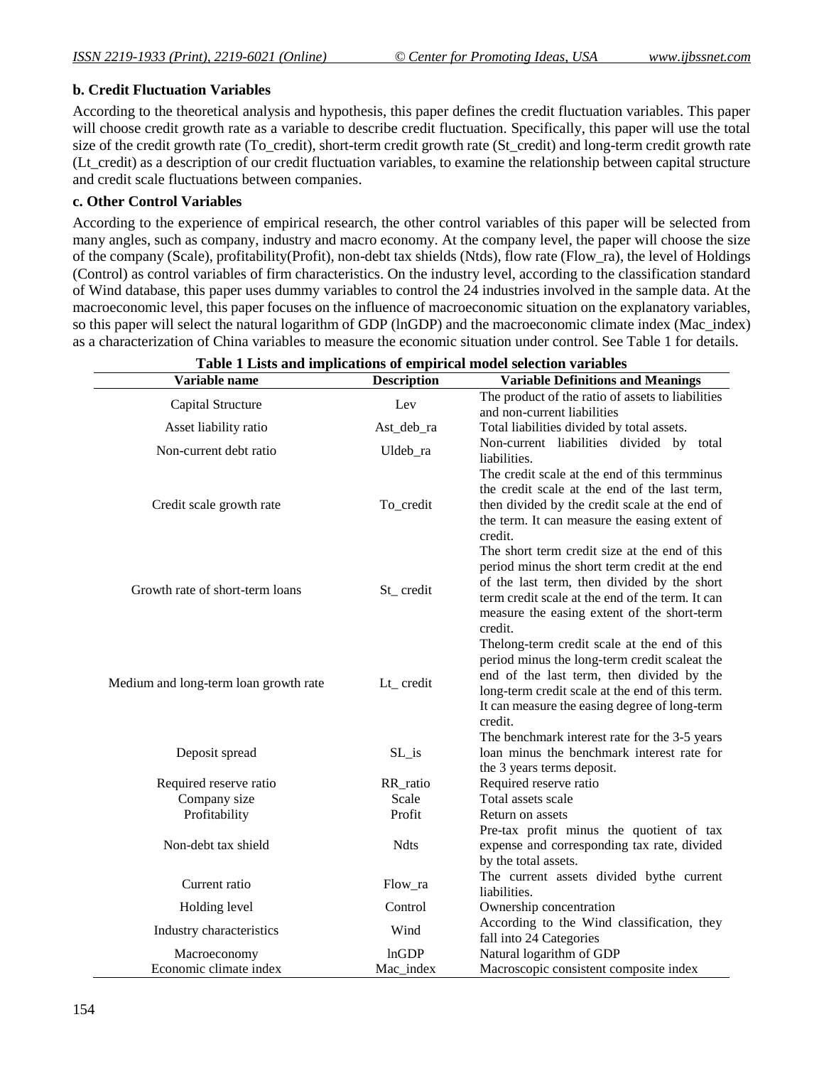**b. Credit Fluctuation Variables**

According to the theoretical analysis and hypothesis, this paper defines the credit fluctuation variables. This paper will choose credit growth rate as a variable to describe credit fluctuation. Specifically, this paper will use the total size of the credit growth rate (To_credit), short-term credit growth rate (St_credit) and long-term credit growth rate (Lt_credit) as a description of our credit fluctuation variables, to examine the relationship between capital structure and credit scale fluctuations between companies.

**c. Other Control Variables**

According to the experience of empirical research, the other control variables of this paper will be selected from many angles, such as company, industry and macro economy. At the company level, the paper will choose the size of the company (Scale), profitability(Profit), non-debt tax shields (Ntds), flow rate (Flow_ra), the level of Holdings (Control) as control variables of firm characteristics. On the industry level, according to the classification standard of Wind database, this paper uses dummy variables to control the 24 industries involved in the sample data. At the macroeconomic level, this paper focuses on the influence of macroeconomic situation on the explanatory variables, so this paper will select the natural logarithm of GDP (lnGDP) and the macroeconomic climate index (Mac_index) as a characterization of China variables to measure the economic situation under control. See Table 1 for details.

**Table 1 Lists and implications of empirical model selection variables**

| Variable name | Description | Variable Definitions and Meanings |
|---|---|---|
| Capital Structure | Lev | The product of the ratio of assets to liabilities and non-current liabilities |
| Asset liability ratio | Ast_deb_ra | Total liabilities divided by total assets. |
| Non-current debt ratio | Uldeb_ra | Non-current liabilities divided by total liabilities. |
| Credit scale growth rate | To_credit | The credit scale at the end of this termminus the credit scale at the end of the last term, then divided by the credit scale at the end of the term. It can measure the easing extent of credit. |
| Growth rate of short-term loans | St_ credit | The short term credit size at the end of this period minus the short term credit at the end of the last term, then divided by the short term credit scale at the end of the term. It can measure the easing extent of the short-term credit. |
| Medium and long-term loan growth rate | Lt_ credit | Thelong-term credit scale at the end of this period minus the long-term credit scaleat the end of the last term, then divided by the long-term credit scale at the end of this term. It can measure the easing degree of long-term credit. |
| Deposit spread | SL_is | The benchmark interest rate for the 3-5 years loan minus the benchmark interest rate for the 3 years terms deposit. |
| Required reserve ratio | RR_ratio | Required reserve ratio |
| Company size | Scale | Total assets scale |
| Profitability | Profit | Return on assets |
| Non-debt tax shield | Ndts | Pre-tax profit minus the quotient of tax expense and corresponding tax rate, divided by the total assets. |
| Current ratio | Flow_ra | The current assets divided bythe current liabilities. |
| Holding level | Control | Ownership concentration |
| Industry characteristics | Wind | According to the Wind classification, they fall into 24 Categories |
| Macroeconomy | lnGDP | Natural logarithm of GDP |
| Economic climate index | Mac_index | Macroscopic consistent composite index |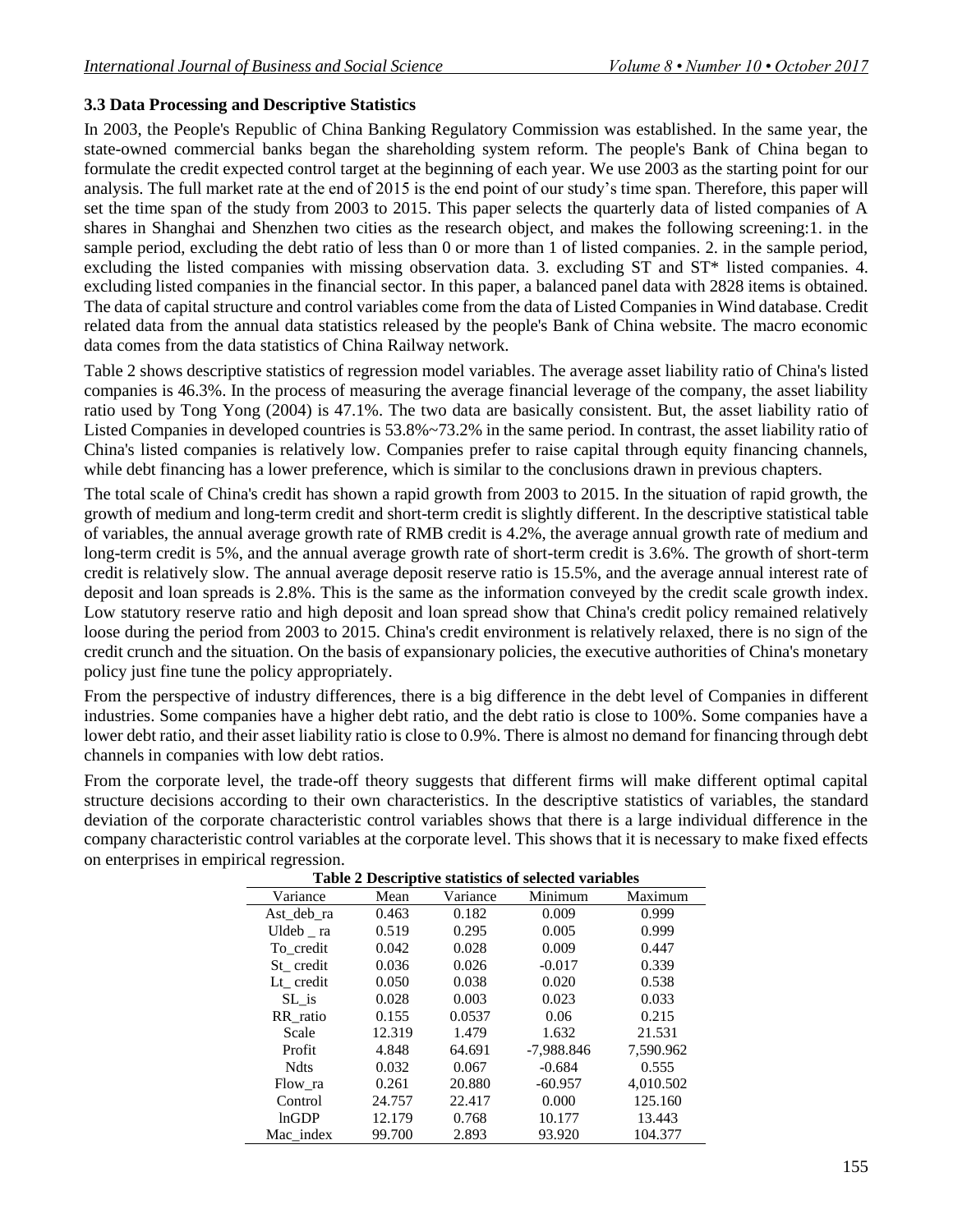### 3.3 Data Processing and Descriptive Statistics

In 2003, the People's Republic of China Banking Regulatory Commission was established. In the same year, the state-owned commercial banks began the shareholding system reform. The people's Bank of China began to formulate the credit expected control target at the beginning of each year. We use 2003 as the starting point for our analysis. The full market rate at the end of 2015 is the end point of our study's time span. Therefore, this paper will set the time span of the study from 2003 to 2015. This paper selects the quarterly data of listed companies of A shares in Shanghai and Shenzhen two cities as the research object, and makes the following screening:1. in the sample period, excluding the debt ratio of less than 0 or more than 1 of listed companies. 2. in the sample period, excluding the listed companies with missing observation data. 3. excluding ST and ST* listed companies. 4. excluding listed companies in the financial sector. In this paper, a balanced panel data with 2828 items is obtained. The data of capital structure and control variables come from the data of Listed Companies in Wind database. Credit related data from the annual data statistics released by the people's Bank of China website. The macro economic data comes from the data statistics of China Railway network.

Table 2 shows descriptive statistics of regression model variables. The average asset liability ratio of China's listed companies is 46.3%. In the process of measuring the average financial leverage of the company, the asset liability ratio used by Tong Yong (2004) is 47.1%. The two data are basically consistent. But, the asset liability ratio of Listed Companies in developed countries is 53.8%~73.2% in the same period. In contrast, the asset liability ratio of China's listed companies is relatively low. Companies prefer to raise capital through equity financing channels, while debt financing has a lower preference, which is similar to the conclusions drawn in previous chapters.

The total scale of China's credit has shown a rapid growth from 2003 to 2015. In the situation of rapid growth, the growth of medium and long-term credit and short-term credit is slightly different. In the descriptive statistical table of variables, the annual average growth rate of RMB credit is 4.2%, the average annual growth rate of medium and long-term credit is 5%, and the annual average growth rate of short-term credit is 3.6%. The growth of short-term credit is relatively slow. The annual average deposit reserve ratio is 15.5%, and the average annual interest rate of deposit and loan spreads is 2.8%. This is the same as the information conveyed by the credit scale growth index. Low statutory reserve ratio and high deposit and loan spread show that China's credit policy remained relatively loose during the period from 2003 to 2015. China's credit environment is relatively relaxed, there is no sign of the credit crunch and the situation. On the basis of expansionary policies, the executive authorities of China's monetary policy just fine tune the policy appropriately.

From the perspective of industry differences, there is a big difference in the debt level of Companies in different industries. Some companies have a higher debt ratio, and the debt ratio is close to 100%. Some companies have a lower debt ratio, and their asset liability ratio is close to 0.9%. There is almost no demand for financing through debt channels in companies with low debt ratios.

From the corporate level, the trade-off theory suggests that different firms will make different optimal capital structure decisions according to their own characteristics. In the descriptive statistics of variables, the standard deviation of the corporate characteristic control variables shows that there is a large individual difference in the company characteristic control variables at the corporate level. This shows that it is necessary to make fixed effects on enterprises in empirical regression.

**Table 2 Descriptive statistics of selected variables**

| Variance | Mean | Variance | Minimum | Maximum |
|---|---|---|---|---|
| Ast_deb_ra | 0.463 | 0.182 | 0.009 | 0.999 |
| Uldeb _ ra | 0.519 | 0.295 | 0.005 | 0.999 |
| To_credit | 0.042 | 0.028 | 0.009 | 0.447 |
| St_ credit | 0.036 | 0.026 | -0.017 | 0.339 |
| Lt_ credit | 0.050 | 0.038 | 0.020 | 0.538 |
| SL_is | 0.028 | 0.003 | 0.023 | 0.033 |
| RR_ratio | 0.155 | 0.0537 | 0.06 | 0.215 |
| Scale | 12.319 | 1.479 | 1.632 | 21.531 |
| Profit | 4.848 | 64.691 | -7,988.846 | 7,590.962 |
| Ndts | 0.032 | 0.067 | -0.684 | 0.555 |
| Flow_ra | 0.261 | 20.880 | -60.957 | 4,010.502 |
| Control | 24.757 | 22.417 | 0.000 | 125.160 |
| lnGDP | 12.179 | 0.768 | 10.177 | 13.443 |
| Mac_index | 99.700 | 2.893 | 93.920 | 104.377 |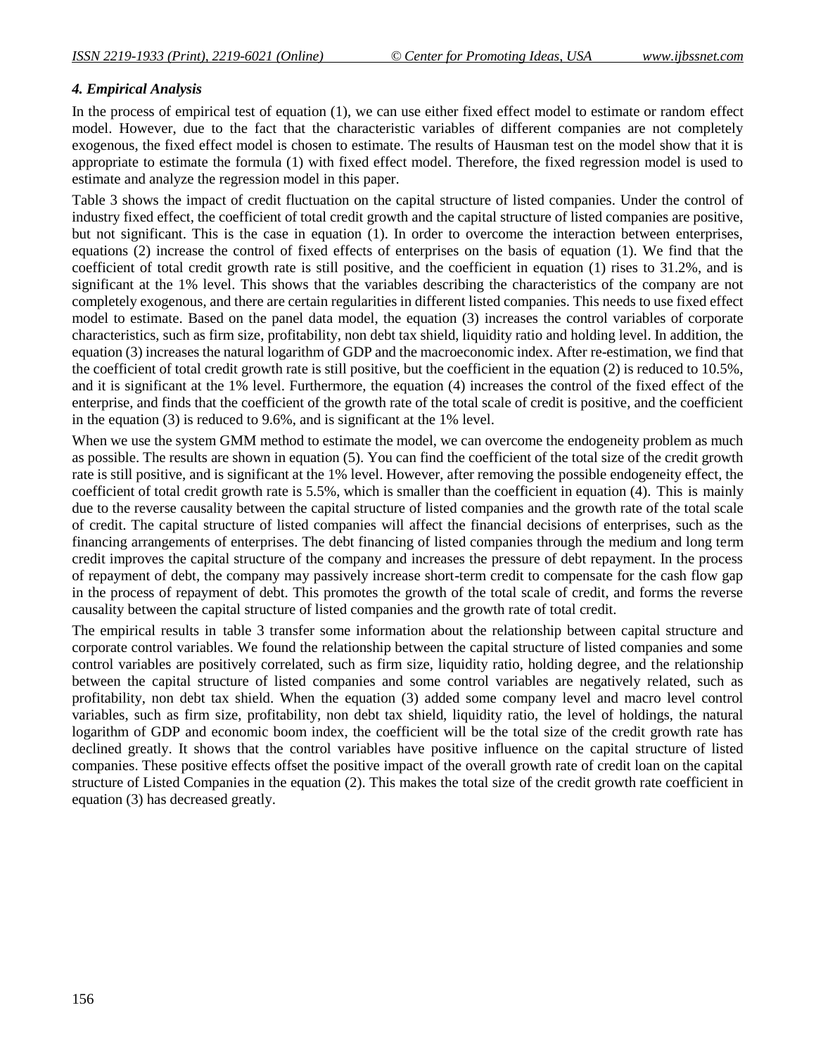### *4. Empirical Analysis*

In the process of empirical test of equation (1), we can use either fixed effect model to estimate or random effect model. However, due to the fact that the characteristic variables of different companies are not completely exogenous, the fixed effect model is chosen to estimate. The results of Hausman test on the model show that it is appropriate to estimate the formula (1) with fixed effect model. Therefore, the fixed regression model is used to estimate and analyze the regression model in this paper.

Table 3 shows the impact of credit fluctuation on the capital structure of listed companies. Under the control of industry fixed effect, the coefficient of total credit growth and the capital structure of listed companies are positive, but not significant. This is the case in equation (1). In order to overcome the interaction between enterprises, equations (2) increase the control of fixed effects of enterprises on the basis of equation (1). We find that the coefficient of total credit growth rate is still positive, and the coefficient in equation (1) rises to 31.2%, and is significant at the 1% level. This shows that the variables describing the characteristics of the company are not completely exogenous, and there are certain regularities in different listed companies. This needs to use fixed effect model to estimate. Based on the panel data model, the equation (3) increases the control variables of corporate characteristics, such as firm size, profitability, non debt tax shield, liquidity ratio and holding level. In addition, the equation (3) increases the natural logarithm of GDP and the macroeconomic index. After re-estimation, we find that the coefficient of total credit growth rate is still positive, but the coefficient in the equation (2) is reduced to 10.5%, and it is significant at the 1% level. Furthermore, the equation (4) increases the control of the fixed effect of the enterprise, and finds that the coefficient of the growth rate of the total scale of credit is positive, and the coefficient in the equation (3) is reduced to 9.6%, and is significant at the 1% level.

When we use the system GMM method to estimate the model, we can overcome the endogeneity problem as much as possible. The results are shown in equation (5). You can find the coefficient of the total size of the credit growth rate is still positive, and is significant at the 1% level. However, after removing the possible endogeneity effect, the coefficient of total credit growth rate is 5.5%, which is smaller than the coefficient in equation (4). This is mainly due to the reverse causality between the capital structure of listed companies and the growth rate of the total scale of credit. The capital structure of listed companies will affect the financial decisions of enterprises, such as the financing arrangements of enterprises. The debt financing of listed companies through the medium and long term credit improves the capital structure of the company and increases the pressure of debt repayment. In the process of repayment of debt, the company may passively increase short-term credit to compensate for the cash flow gap in the process of repayment of debt. This promotes the growth of the total scale of credit, and forms the reverse causality between the capital structure of listed companies and the growth rate of total credit.

The empirical results in table 3 transfer some information about the relationship between capital structure and corporate control variables. We found the relationship between the capital structure of listed companies and some control variables are positively correlated, such as firm size, liquidity ratio, holding degree, and the relationship between the capital structure of listed companies and some control variables are negatively related, such as profitability, non debt tax shield. When the equation (3) added some company level and macro level control variables, such as firm size, profitability, non debt tax shield, liquidity ratio, the level of holdings, the natural logarithm of GDP and economic boom index, the coefficient will be the total size of the credit growth rate has declined greatly. It shows that the control variables have positive influence on the capital structure of listed companies. These positive effects offset the positive impact of the overall growth rate of credit loan on the capital structure of Listed Companies in the equation (2). This makes the total size of the credit growth rate coefficient in equation (3) has decreased greatly.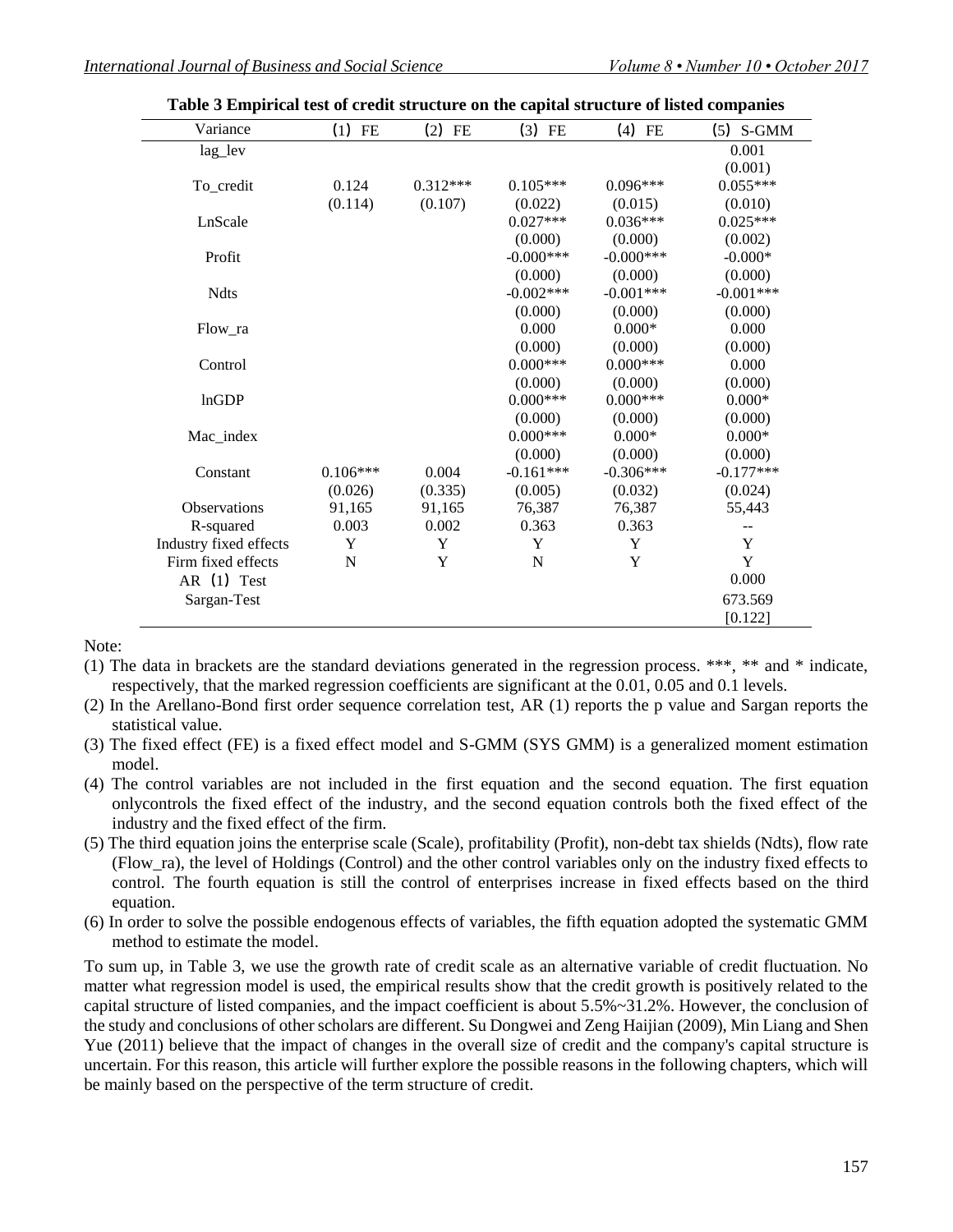**Table 3 Empirical test of credit structure on the capital structure of listed companies**

| Variance | (1) FE | (2) FE | (3) FE | (4) FE | (5) S-GMM |
|---|---|---|---|---|---|
| lag_lev | | | | | 0.001 |
| | | | | | (0.001) |
| To_credit | 0.124 | 0.312*** | 0.105*** | 0.096*** | 0.055*** |
| | (0.114) | (0.107) | (0.022) | (0.015) | (0.010) |
| LnScale | | | 0.027*** | 0.036*** | 0.025*** |
| | | | (0.000) | (0.000) | (0.002) |
| Profit | | | -0.000*** | -0.000*** | -0.000* |
| | | | (0.000) | (0.000) | (0.000) |
| Ndts | | | -0.002*** | -0.001*** | -0.001*** |
| | | | (0.000) | (0.000) | (0.000) |
| Flow_ra | | | 0.000 | 0.000* | 0.000 |
| | | | (0.000) | (0.000) | (0.000) |
| Control | | | 0.000*** | 0.000*** | 0.000 |
| | | | (0.000) | (0.000) | (0.000) |
| lnGDP | | | 0.000*** | 0.000*** | 0.000* |
| | | | (0.000) | (0.000) | (0.000) |
| Mac_index | | | 0.000*** | 0.000* | 0.000* |
| | | | (0.000) | (0.000) | (0.000) |
| Constant | 0.106*** | 0.004 | -0.161*** | -0.306*** | -0.177*** |
| | (0.026) | (0.335) | (0.005) | (0.032) | (0.024) |
| Observations | 91,165 | 91,165 | 76,387 | 76,387 | 55,443 |
| R-squared | 0.003 | 0.002 | 0.363 | 0.363 | -- |
| Industry fixed effects | Y | Y | Y | Y | Y |
| Firm fixed effects | N | Y | N | Y | Y |
| AR (1) Test | | | | | 0.000 |
| Sargan-Test | | | | | 673.569 |
| | | | | | [0.122] |

Note:

(1) The data in brackets are the standard deviations generated in the regression process. ***, ** and * indicate, respectively, that the marked regression coefficients are significant at the 0.01, 0.05 and 0.1 levels.

(2) In the Arellano-Bond first order sequence correlation test, AR (1) reports the p value and Sargan reports the statistical value.

(3) The fixed effect (FE) is a fixed effect model and S-GMM (SYS GMM) is a generalized moment estimation model.

(4) The control variables are not included in the first equation and the second equation. The first equation onlycontrols the fixed effect of the industry, and the second equation controls both the fixed effect of the industry and the fixed effect of the firm.

(5) The third equation joins the enterprise scale (Scale), profitability (Profit), non-debt tax shields (Ndts), flow rate (Flow_ra), the level of Holdings (Control) and the other control variables only on the industry fixed effects to control. The fourth equation is still the control of enterprises increase in fixed effects based on the third equation.

(6) In order to solve the possible endogenous effects of variables, the fifth equation adopted the systematic GMM method to estimate the model.

To sum up, in Table 3, we use the growth rate of credit scale as an alternative variable of credit fluctuation. No matter what regression model is used, the empirical results show that the credit growth is positively related to the capital structure of listed companies, and the impact coefficient is about 5.5%~31.2%. However, the conclusion of the study and conclusions of other scholars are different. Su Dongwei and Zeng Haijian (2009), Min Liang and Shen Yue (2011) believe that the impact of changes in the overall size of credit and the company's capital structure is uncertain. For this reason, this article will further explore the possible reasons in the following chapters, which will be mainly based on the perspective of the term structure of credit.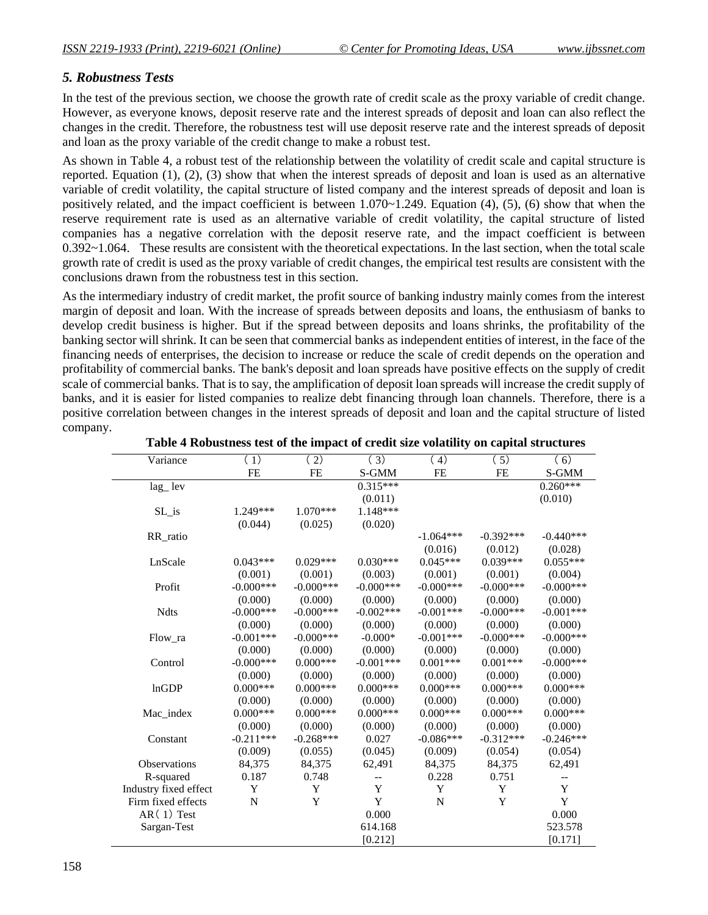### *5. Robustness Tests*

In the test of the previous section, we choose the growth rate of credit scale as the proxy variable of credit change. However, as everyone knows, deposit reserve rate and the interest spreads of deposit and loan can also reflect the changes in the credit. Therefore, the robustness test will use deposit reserve rate and the interest spreads of deposit and loan as the proxy variable of the credit change to make a robust test.

As shown in Table 4, a robust test of the relationship between the volatility of credit scale and capital structure is reported. Equation (1), (2), (3) show that when the interest spreads of deposit and loan is used as an alternative variable of credit volatility, the capital structure of listed company and the interest spreads of deposit and loan is positively related, and the impact coefficient is between 1.070~1.249. Equation (4), (5), (6) show that when the reserve requirement rate is used as an alternative variable of credit volatility, the capital structure of listed companies has a negative correlation with the deposit reserve rate, and the impact coefficient is between 0.392~1.064. These results are consistent with the theoretical expectations. In the last section, when the total scale growth rate of credit is used as the proxy variable of credit changes, the empirical test results are consistent with the conclusions drawn from the robustness test in this section.

As the intermediary industry of credit market, the profit source of banking industry mainly comes from the interest margin of deposit and loan. With the increase of spreads between deposits and loans, the enthusiasm of banks to develop credit business is higher. But if the spread between deposits and loans shrinks, the profitability of the banking sector will shrink. It can be seen that commercial banks as independent entities of interest, in the face of the financing needs of enterprises, the decision to increase or reduce the scale of credit depends on the operation and profitability of commercial banks. The bank's deposit and loan spreads have positive effects on the supply of credit scale of commercial banks. That is to say, the amplification of deposit loan spreads will increase the credit supply of banks, and it is easier for listed companies to realize debt financing through loan channels. Therefore, there is a positive correlation between changes in the interest spreads of deposit and loan and the capital structure of listed company.

**Table 4 Robustness test of the impact of credit size volatility on capital structures**

| Variance | (1) | (2) | (3) | (4) | (5) | (6) |
|---|---|---|---|---|---|---|
| | FE | FE | S-GMM | FE | FE | S-GMM |
| lag_ lev | | | 0.315*** | | | 0.260*** |
| | | | (0.011) | | | (0.010) |
| SL_is | 1.249*** | 1.070*** | 1.148*** | | | |
| | (0.044) | (0.025) | (0.020) | | | |
| RR_ratio | | | | -1.064*** | -0.392*** | -0.440*** |
| | | | | (0.016) | (0.012) | (0.028) |
| LnScale | 0.043*** | 0.029*** | 0.030*** | 0.045*** | 0.039*** | 0.055*** |
| | (0.001) | (0.001) | (0.003) | (0.001) | (0.001) | (0.004) |
| Profit | -0.000*** | -0.000*** | -0.000*** | -0.000*** | -0.000*** | -0.000*** |
| | (0.000) | (0.000) | (0.000) | (0.000) | (0.000) | (0.000) |
| Ndts | -0.000*** | -0.000*** | -0.002*** | -0.001*** | -0.000*** | -0.001*** |
| | (0.000) | (0.000) | (0.000) | (0.000) | (0.000) | (0.000) |
| Flow_ra | -0.001*** | -0.000*** | -0.000* | -0.001*** | -0.000*** | -0.000*** |
| | (0.000) | (0.000) | (0.000) | (0.000) | (0.000) | (0.000) |
| Control | -0.000*** | 0.000*** | -0.001*** | 0.001*** | 0.001*** | -0.000*** |
| | (0.000) | (0.000) | (0.000) | (0.000) | (0.000) | (0.000) |
| lnGDP | 0.000*** | 0.000*** | 0.000*** | 0.000*** | 0.000*** | 0.000*** |
| | (0.000) | (0.000) | (0.000) | (0.000) | (0.000) | (0.000) |
| Mac_index | 0.000*** | 0.000*** | 0.000*** | 0.000*** | 0.000*** | 0.000*** |
| | (0.000) | (0.000) | (0.000) | (0.000) | (0.000) | (0.000) |
| Constant | -0.211*** | -0.268*** | 0.027 | -0.086*** | -0.312*** | -0.246*** |
| | (0.009) | (0.055) | (0.045) | (0.009) | (0.054) | (0.054) |
| Observations | 84,375 | 84,375 | 62,491 | 84,375 | 84,375 | 62,491 |
| R-squared | 0.187 | 0.748 | -- | 0.228 | 0.751 | -- |
| Industry fixed effect | Y | Y | Y | Y | Y | Y |
| Firm fixed effects | N | Y | Y | N | Y | Y |
| AR(1) Test | | | 0.000 | | | 0.000 |
| Sargan-Test | | | 614.168 | | | 523.578 |
| | | | [0.212] | | | [0.171] |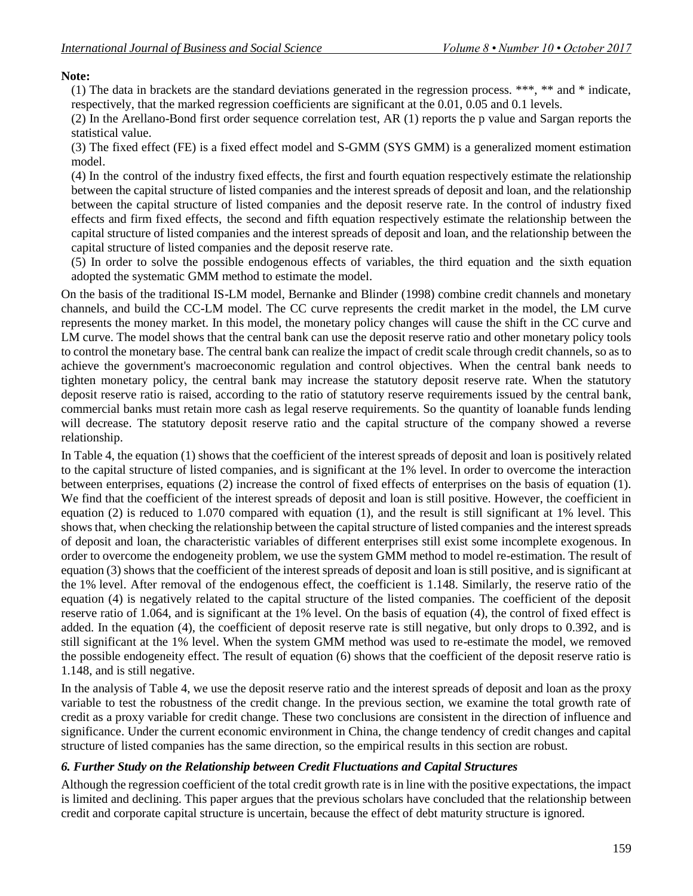**Note:**

(1) The data in brackets are the standard deviations generated in the regression process. ***, ** and * indicate, respectively, that the marked regression coefficients are significant at the 0.01, 0.05 and 0.1 levels.

(2) In the Arellano-Bond first order sequence correlation test, AR (1) reports the p value and Sargan reports the statistical value.

(3) The fixed effect (FE) is a fixed effect model and S-GMM (SYS GMM) is a generalized moment estimation model.

(4) In the control of the industry fixed effects, the first and fourth equation respectively estimate the relationship between the capital structure of listed companies and the interest spreads of deposit and loan, and the relationship between the capital structure of listed companies and the deposit reserve rate. In the control of industry fixed effects and firm fixed effects, the second and fifth equation respectively estimate the relationship between the capital structure of listed companies and the interest spreads of deposit and loan, and the relationship between the capital structure of listed companies and the deposit reserve rate.

(5) In order to solve the possible endogenous effects of variables, the third equation and the sixth equation adopted the systematic GMM method to estimate the model.

On the basis of the traditional IS-LM model, Bernanke and Blinder (1998) combine credit channels and monetary channels, and build the CC-LM model. The CC curve represents the credit market in the model, the LM curve represents the money market. In this model, the monetary policy changes will cause the shift in the CC curve and LM curve. The model shows that the central bank can use the deposit reserve ratio and other monetary policy tools to control the monetary base. The central bank can realize the impact of credit scale through credit channels, so as to achieve the government's macroeconomic regulation and control objectives. When the central bank needs to tighten monetary policy, the central bank may increase the statutory deposit reserve rate. When the statutory deposit reserve ratio is raised, according to the ratio of statutory reserve requirements issued by the central bank, commercial banks must retain more cash as legal reserve requirements. So the quantity of loanable funds lending will decrease. The statutory deposit reserve ratio and the capital structure of the company showed a reverse relationship.

In Table 4, the equation (1) shows that the coefficient of the interest spreads of deposit and loan is positively related to the capital structure of listed companies, and is significant at the 1% level. In order to overcome the interaction between enterprises, equations (2) increase the control of fixed effects of enterprises on the basis of equation (1). We find that the coefficient of the interest spreads of deposit and loan is still positive. However, the coefficient in equation (2) is reduced to 1.070 compared with equation (1), and the result is still significant at 1% level. This shows that, when checking the relationship between the capital structure of listed companies and the interest spreads of deposit and loan, the characteristic variables of different enterprises still exist some incomplete exogenous. In order to overcome the endogeneity problem, we use the system GMM method to model re-estimation. The result of equation (3) shows that the coefficient of the interest spreads of deposit and loan is still positive, and is significant at the 1% level. After removal of the endogenous effect, the coefficient is 1.148. Similarly, the reserve ratio of the equation (4) is negatively related to the capital structure of the listed companies. The coefficient of the deposit reserve ratio of 1.064, and is significant at the 1% level. On the basis of equation (4), the control of fixed effect is added. In the equation (4), the coefficient of deposit reserve rate is still negative, but only drops to 0.392, and is still significant at the 1% level. When the system GMM method was used to re-estimate the model, we removed the possible endogeneity effect. The result of equation (6) shows that the coefficient of the deposit reserve ratio is 1.148, and is still negative.

In the analysis of Table 4, we use the deposit reserve ratio and the interest spreads of deposit and loan as the proxy variable to test the robustness of the credit change. In the previous section, we examine the total growth rate of credit as a proxy variable for credit change. These two conclusions are consistent in the direction of influence and significance. Under the current economic environment in China, the change tendency of credit changes and capital structure of listed companies has the same direction, so the empirical results in this section are robust.

### *6. Further Study on the Relationship between Credit Fluctuations and Capital Structures*

Although the regression coefficient of the total credit growth rate is in line with the positive expectations, the impact is limited and declining. This paper argues that the previous scholars have concluded that the relationship between credit and corporate capital structure is uncertain, because the effect of debt maturity structure is ignored.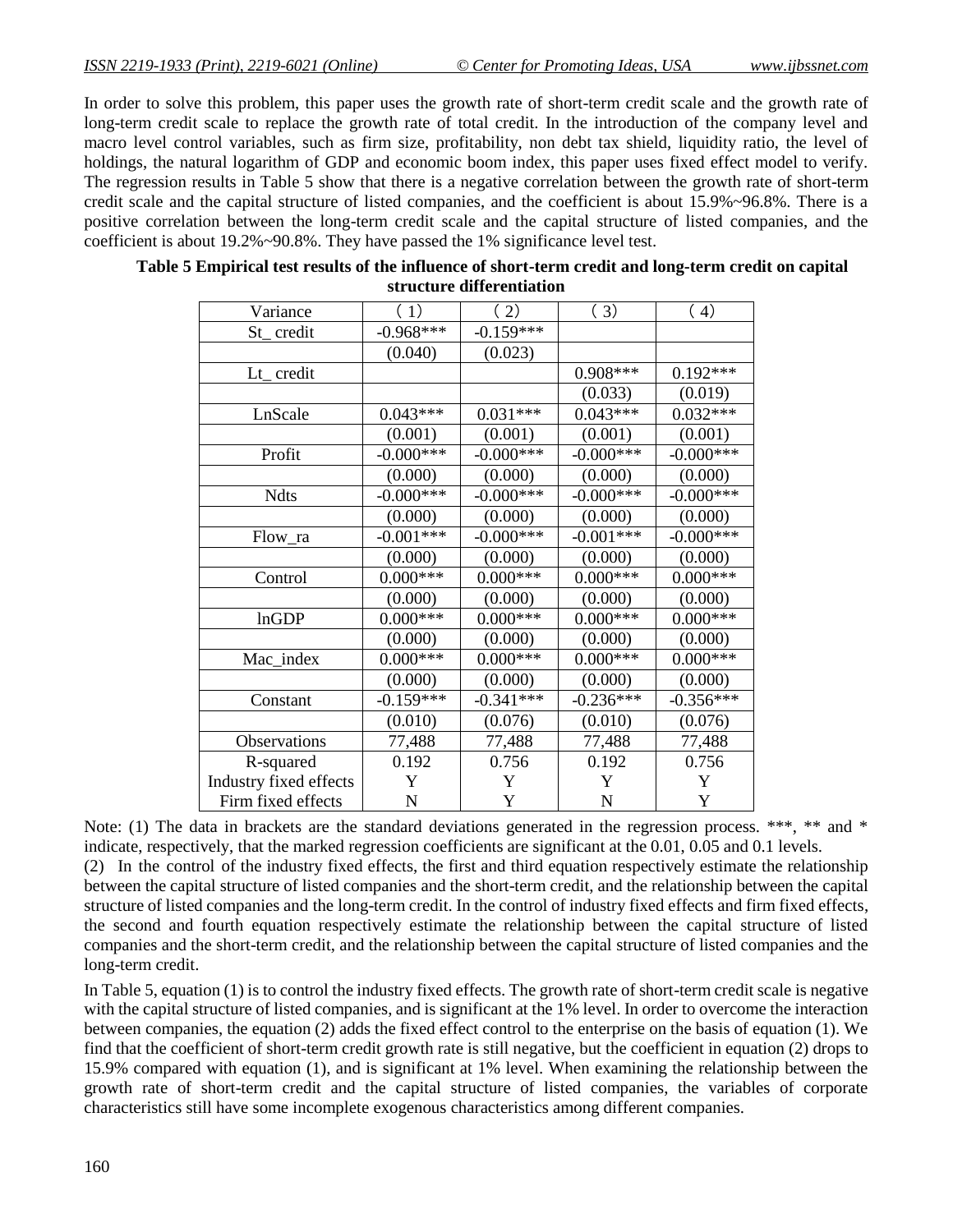In order to solve this problem, this paper uses the growth rate of short-term credit scale and the growth rate of long-term credit scale to replace the growth rate of total credit. In the introduction of the company level and macro level control variables, such as firm size, profitability, non debt tax shield, liquidity ratio, the level of holdings, the natural logarithm of GDP and economic boom index, this paper uses fixed effect model to verify. The regression results in Table 5 show that there is a negative correlation between the growth rate of short-term credit scale and the capital structure of listed companies, and the coefficient is about 15.9%~96.8%. There is a positive correlation between the long-term credit scale and the capital structure of listed companies, and the coefficient is about 19.2%~90.8%. They have passed the 1% significance level test.

**Table 5 Empirical test results of the influence of short-term credit and long-term credit on capital structure differentiation**

| Variance | (1) | (2) | (3) | (4) |
|---|---|---|---|---|
| St_ credit | -0.968*** | -0.159*** | | |
| | (0.040) | (0.023) | | |
| Lt_ credit | | | 0.908*** | 0.192*** |
| | | | (0.033) | (0.019) |
| LnScale | 0.043*** | 0.031*** | 0.043*** | 0.032*** |
| | (0.001) | (0.001) | (0.001) | (0.001) |
| Profit | -0.000*** | -0.000*** | -0.000*** | -0.000*** |
| | (0.000) | (0.000) | (0.000) | (0.000) |
| Ndts | -0.000*** | -0.000*** | -0.000*** | -0.000*** |
| | (0.000) | (0.000) | (0.000) | (0.000) |
| Flow_ra | -0.001*** | -0.000*** | -0.001*** | -0.000*** |
| | (0.000) | (0.000) | (0.000) | (0.000) |
| Control | 0.000*** | 0.000*** | 0.000*** | 0.000*** |
| | (0.000) | (0.000) | (0.000) | (0.000) |
| lnGDP | 0.000*** | 0.000*** | 0.000*** | 0.000*** |
| | (0.000) | (0.000) | (0.000) | (0.000) |
| Mac_index | 0.000*** | 0.000*** | 0.000*** | 0.000*** |
| | (0.000) | (0.000) | (0.000) | (0.000) |
| Constant | -0.159*** | -0.341*** | -0.236*** | -0.356*** |
| | (0.010) | (0.076) | (0.010) | (0.076) |
| Observations | 77,488 | 77,488 | 77,488 | 77,488 |
| R-squared | 0.192 | 0.756 | 0.192 | 0.756 |
| Industry fixed effects | Y | Y | Y | Y |
| Firm fixed effects | N | Y | N | Y |

Note: (1) The data in brackets are the standard deviations generated in the regression process. ***, ** and * indicate, respectively, that the marked regression coefficients are significant at the 0.01, 0.05 and 0.1 levels.

(2) In the control of the industry fixed effects, the first and third equation respectively estimate the relationship between the capital structure of listed companies and the short-term credit, and the relationship between the capital structure of listed companies and the long-term credit. In the control of industry fixed effects and firm fixed effects, the second and fourth equation respectively estimate the relationship between the capital structure of listed companies and the short-term credit, and the relationship between the capital structure of listed companies and the long-term credit.

In Table 5, equation (1) is to control the industry fixed effects. The growth rate of short-term credit scale is negative with the capital structure of listed companies, and is significant at the 1% level. In order to overcome the interaction between companies, the equation (2) adds the fixed effect control to the enterprise on the basis of equation (1). We find that the coefficient of short-term credit growth rate is still negative, but the coefficient in equation (2) drops to 15.9% compared with equation (1), and is significant at 1% level. When examining the relationship between the growth rate of short-term credit and the capital structure of listed companies, the variables of corporate characteristics still have some incomplete exogenous characteristics among different companies.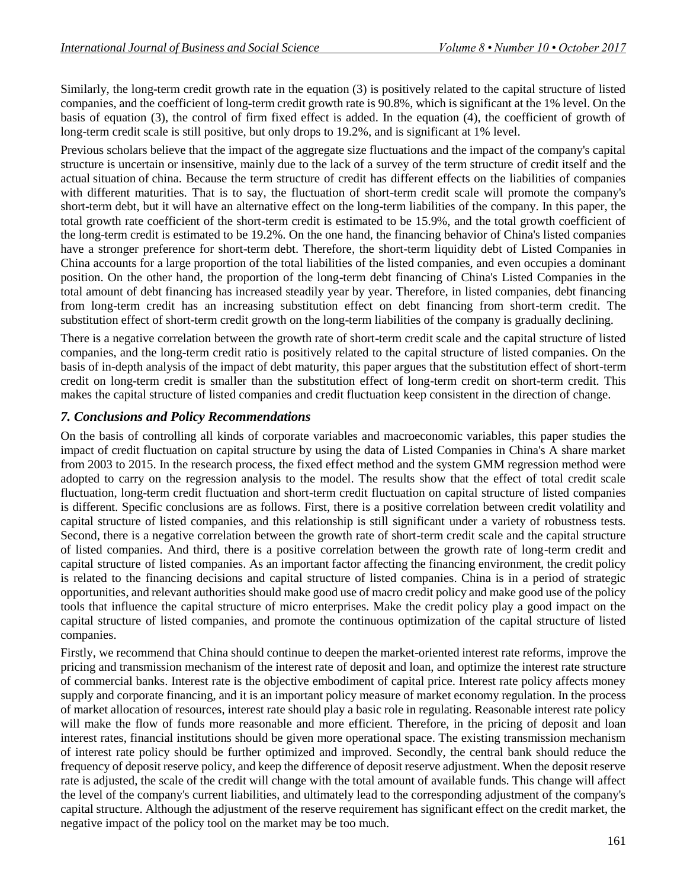Similarly, the long-term credit growth rate in the equation (3) is positively related to the capital structure of listed companies, and the coefficient of long-term credit growth rate is 90.8%, which is significant at the 1% level. On the basis of equation (3), the control of firm fixed effect is added. In the equation (4), the coefficient of growth of long-term credit scale is still positive, but only drops to 19.2%, and is significant at 1% level.

Previous scholars believe that the impact of the aggregate size fluctuations and the impact of the company's capital structure is uncertain or insensitive, mainly due to the lack of a survey of the term structure of credit itself and the actual situation of china. Because the term structure of credit has different effects on the liabilities of companies with different maturities. That is to say, the fluctuation of short-term credit scale will promote the company's short-term debt, but it will have an alternative effect on the long-term liabilities of the company. In this paper, the total growth rate coefficient of the short-term credit is estimated to be 15.9%, and the total growth coefficient of the long-term credit is estimated to be 19.2%. On the one hand, the financing behavior of China's listed companies have a stronger preference for short-term debt. Therefore, the short-term liquidity debt of Listed Companies in China accounts for a large proportion of the total liabilities of the listed companies, and even occupies a dominant position. On the other hand, the proportion of the long-term debt financing of China's Listed Companies in the total amount of debt financing has increased steadily year by year. Therefore, in listed companies, debt financing from long-term credit has an increasing substitution effect on debt financing from short-term credit. The substitution effect of short-term credit growth on the long-term liabilities of the company is gradually declining.

There is a negative correlation between the growth rate of short-term credit scale and the capital structure of listed companies, and the long-term credit ratio is positively related to the capital structure of listed companies. On the basis of in-depth analysis of the impact of debt maturity, this paper argues that the substitution effect of short-term credit on long-term credit is smaller than the substitution effect of long-term credit on short-term credit. This makes the capital structure of listed companies and credit fluctuation keep consistent in the direction of change.

## *7. Conclusions and Policy Recommendations*

On the basis of controlling all kinds of corporate variables and macroeconomic variables, this paper studies the impact of credit fluctuation on capital structure by using the data of Listed Companies in China's A share market from 2003 to 2015. In the research process, the fixed effect method and the system GMM regression method were adopted to carry on the regression analysis to the model. The results show that the effect of total credit scale fluctuation, long-term credit fluctuation and short-term credit fluctuation on capital structure of listed companies is different. Specific conclusions are as follows. First, there is a positive correlation between credit volatility and capital structure of listed companies, and this relationship is still significant under a variety of robustness tests. Second, there is a negative correlation between the growth rate of short-term credit scale and the capital structure of listed companies. And third, there is a positive correlation between the growth rate of long-term credit and capital structure of listed companies. As an important factor affecting the financing environment, the credit policy is related to the financing decisions and capital structure of listed companies. China is in a period of strategic opportunities, and relevant authorities should make good use of macro credit policy and make good use of the policy tools that influence the capital structure of micro enterprises. Make the credit policy play a good impact on the capital structure of listed companies, and promote the continuous optimization of the capital structure of listed companies.

Firstly, we recommend that China should continue to deepen the market-oriented interest rate reforms, improve the pricing and transmission mechanism of the interest rate of deposit and loan, and optimize the interest rate structure of commercial banks. Interest rate is the objective embodiment of capital price. Interest rate policy affects money supply and corporate financing, and it is an important policy measure of market economy regulation. In the process of market allocation of resources, interest rate should play a basic role in regulating. Reasonable interest rate policy will make the flow of funds more reasonable and more efficient. Therefore, in the pricing of deposit and loan interest rates, financial institutions should be given more operational space. The existing transmission mechanism of interest rate policy should be further optimized and improved. Secondly, the central bank should reduce the frequency of deposit reserve policy, and keep the difference of deposit reserve adjustment. When the deposit reserve rate is adjusted, the scale of the credit will change with the total amount of available funds. This change will affect the level of the company's current liabilities, and ultimately lead to the corresponding adjustment of the company's capital structure. Although the adjustment of the reserve requirement has significant effect on the credit market, the negative impact of the policy tool on the market may be too much.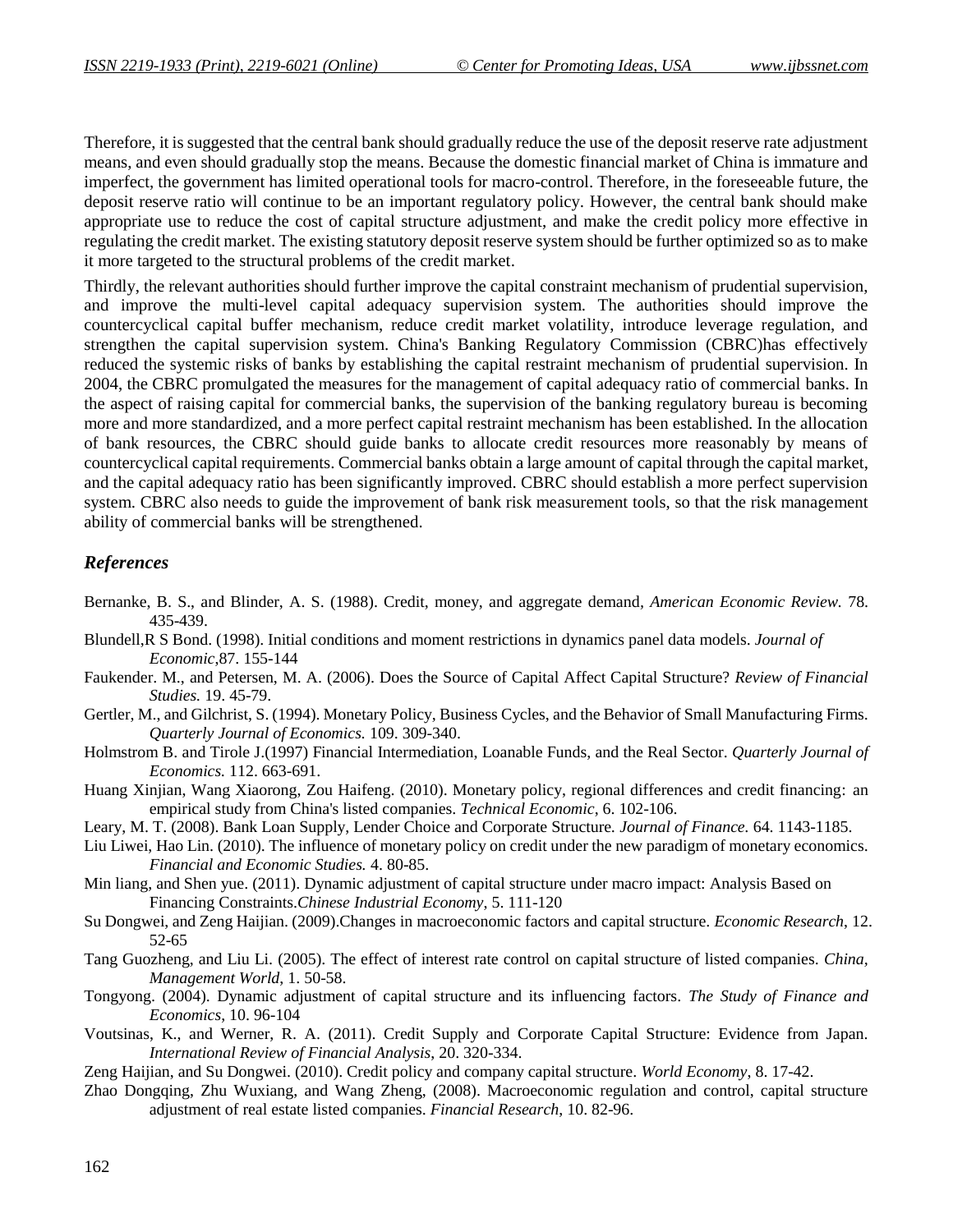Therefore, it is suggested that the central bank should gradually reduce the use of the deposit reserve rate adjustment means, and even should gradually stop the means. Because the domestic financial market of China is immature and imperfect, the government has limited operational tools for macro-control. Therefore, in the foreseeable future, the deposit reserve ratio will continue to be an important regulatory policy. However, the central bank should make appropriate use to reduce the cost of capital structure adjustment, and make the credit policy more effective in regulating the credit market. The existing statutory deposit reserve system should be further optimized so as to make it more targeted to the structural problems of the credit market.

Thirdly, the relevant authorities should further improve the capital constraint mechanism of prudential supervision, and improve the multi-level capital adequacy supervision system. The authorities should improve the countercyclical capital buffer mechanism, reduce credit market volatility, introduce leverage regulation, and strengthen the capital supervision system. China's Banking Regulatory Commission (CBRC)has effectively reduced the systemic risks of banks by establishing the capital restraint mechanism of prudential supervision. In 2004, the CBRC promulgated the measures for the management of capital adequacy ratio of commercial banks. In the aspect of raising capital for commercial banks, the supervision of the banking regulatory bureau is becoming more and more standardized, and a more perfect capital restraint mechanism has been established. In the allocation of bank resources, the CBRC should guide banks to allocate credit resources more reasonably by means of countercyclical capital requirements. Commercial banks obtain a large amount of capital through the capital market, and the capital adequacy ratio has been significantly improved. CBRC should establish a more perfect supervision system. CBRC also needs to guide the improvement of bank risk measurement tools, so that the risk management ability of commercial banks will be strengthened.

## *References*

Bernanke, B. S., and Blinder, A. S. (1988). Credit, money, and aggregate demand, *American Economic Review.* 78. 435-439.

Blundell,R S Bond. (1998). Initial conditions and moment restrictions in dynamics panel data models. *Journal of Economic*,87. 155-144

Faukender. M., and Petersen, M. A. (2006). Does the Source of Capital Affect Capital Structure? *Review of Financial Studies.* 19. 45-79.

Gertler, M., and Gilchrist, S. (1994). Monetary Policy, Business Cycles, and the Behavior of Small Manufacturing Firms. *Quarterly Journal of Economics.* 109. 309-340.

Holmstrom B. and Tirole J.(1997) Financial Intermediation, Loanable Funds, and the Real Sector. *Quarterly Journal of Economics.* 112. 663-691.

Huang Xinjian, Wang Xiaorong, Zou Haifeng. (2010). Monetary policy, regional differences and credit financing: an empirical study from China's listed companies. *Technical Economic*, 6. 102-106.

Leary, M. T. (2008). Bank Loan Supply, Lender Choice and Corporate Structure. *Journal of Finance.* 64. 1143-1185.

Liu Liwei, Hao Lin. (2010). The influence of monetary policy on credit under the new paradigm of monetary economics. *Financial and Economic Studies.* 4. 80-85.

Min liang, and Shen yue. (2011). Dynamic adjustment of capital structure under macro impact: Analysis Based on Financing Constraints.*Chinese Industrial Economy*, 5. 111-120

Su Dongwei, and Zeng Haijian. (2009).Changes in macroeconomic factors and capital structure. *Economic Research*, 12. 52-65

Tang Guozheng, and Liu Li. (2005). The effect of interest rate control on capital structure of listed companies. *China, Management World*, 1. 50-58.

Tongyong. (2004). Dynamic adjustment of capital structure and its influencing factors. *The Study of Finance and Economics*, 10. 96-104

Voutsinas, K., and Werner, R. A. (2011). Credit Supply and Corporate Capital Structure: Evidence from Japan. *International Review of Financial Analysis*, 20. 320-334.

Zeng Haijian, and Su Dongwei. (2010). Credit policy and company capital structure. *World Economy*, 8. 17-42.

Zhao Dongqing, Zhu Wuxiang, and Wang Zheng, (2008). Macroeconomic regulation and control, capital structure adjustment of real estate listed companies. *Financial Research*, 10. 82-96.